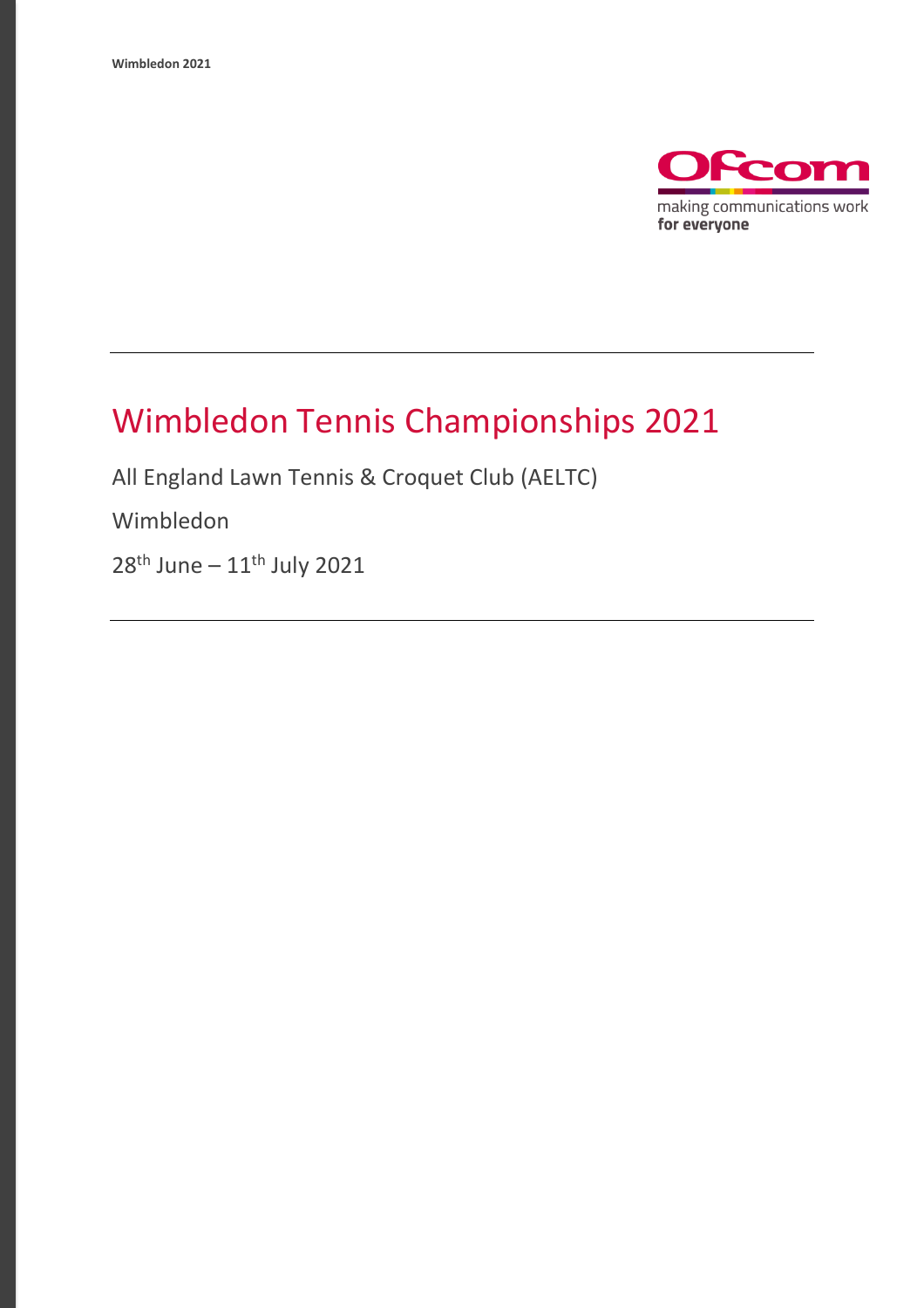# Wimbledon Tennis Championships 2021

All England Lawn Tennis & Croquet Club (AELTC)

Wimbledon

28th June – 11th July 2021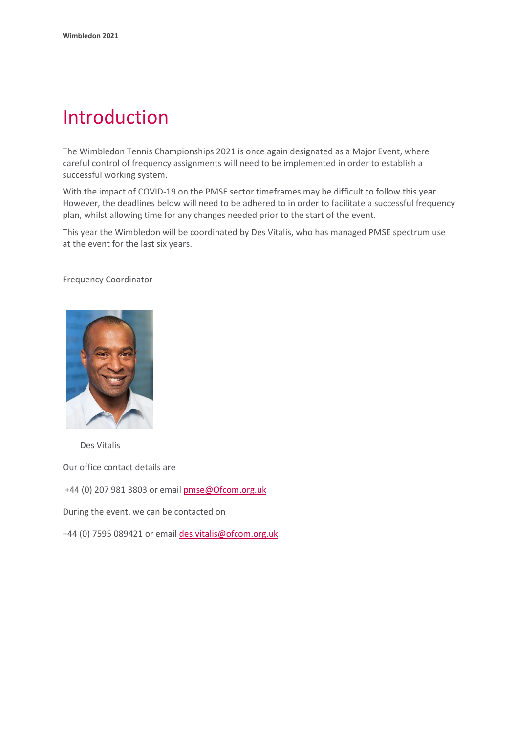# Introduction

The Wimbledon Tennis Championships 2021 is once again designated as a Major Event, where careful control of frequency assignments will need to be implemented in order to establish a successful working system.

With the impact of COVID-19 on the PMSE sector timeframes may be difficult to follow this year. However, the deadlines below will need to be adhered to in order to facilitate a successful frequency plan, whilst allowing time for any changes needed prior to the start of the event.

This year the Wimbledon will be coordinated by Des Vitalis, who has managed PMSE spectrum use at the event for the last six years.

Frequency Coordinator

Des Vitalis

Our office contact details are

+44 (0) 207 981 3803 or email pmse@Ofcom.org.uk

During the event, we can be contacted on

+44 (0) 7595 089421 or email des.vitalis@ofcom.org.uk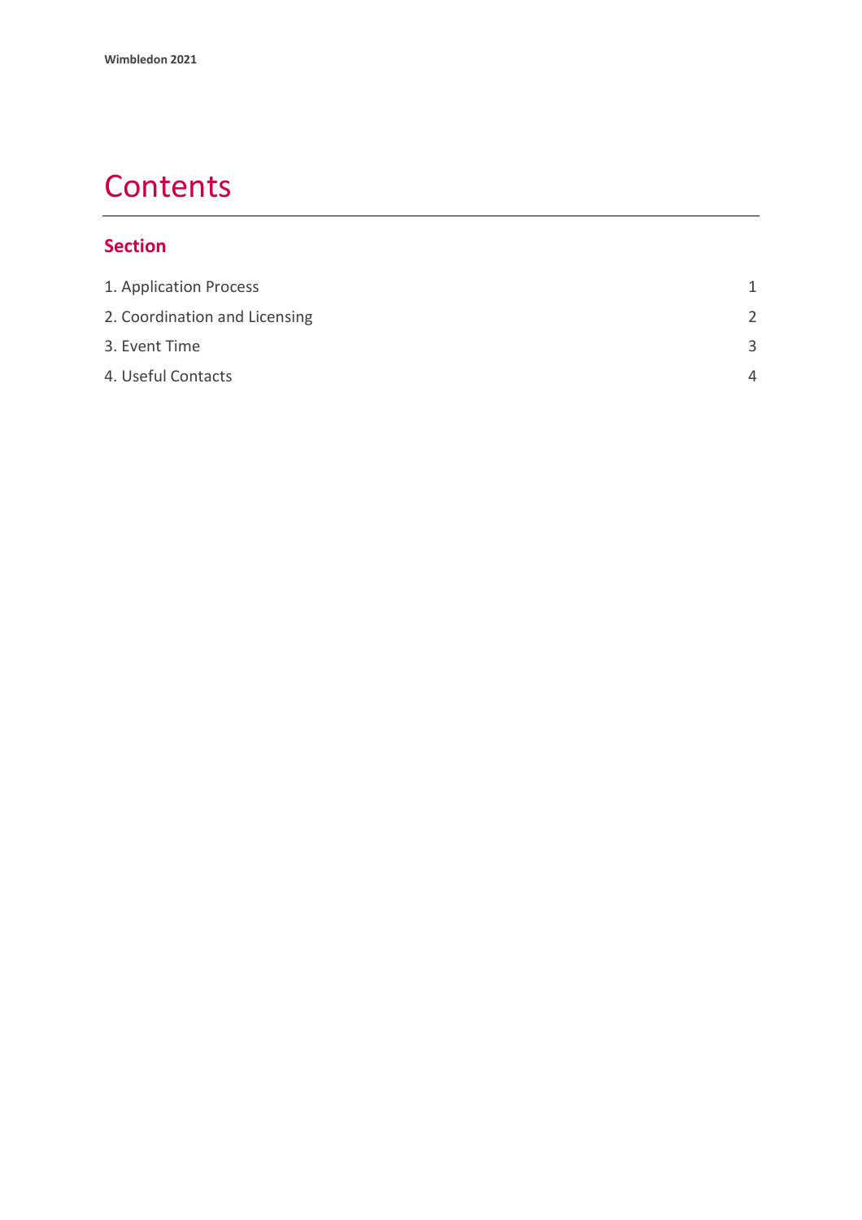# Contents

## Section

| | |
|---|---|
| 1. Application Process | 1 |
| 2. Coordination and Licensing | 2 |
| 3. Event Time | 3 |
| 4. Useful Contacts | 4 |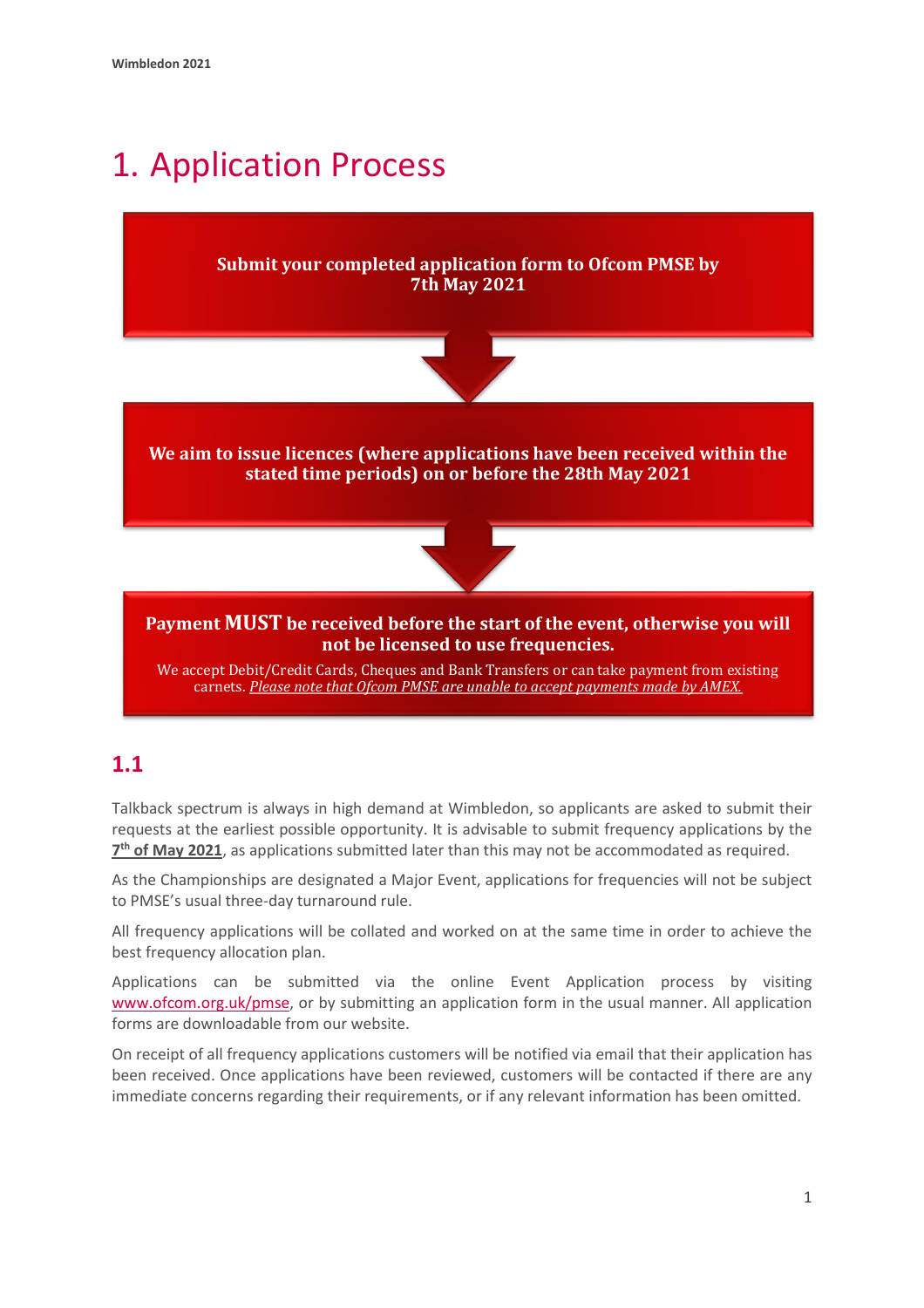# 1. Application Process

**Submit your completed application form to Ofcom PMSE by 7th May 2021**

**We aim to issue licences (where applications have been received within the stated time periods) on or before the 28th May 2021**

**Payment MUST be received before the start of the event, otherwise you will not be licensed to use frequencies.**

We accept Debit/Credit Cards, Cheques and Bank Transfers or can take payment from existing carnets. *Please note that Ofcom PMSE are unable to accept payments made by AMEX.*

## 1.1

Talkback spectrum is always in high demand at Wimbledon, so applicants are asked to submit their requests at the earliest possible opportunity. It is advisable to submit frequency applications by the **7th of May 2021**, as applications submitted later than this may not be accommodated as required.

As the Championships are designated a Major Event, applications for frequencies will not be subject to PMSE's usual three-day turnaround rule.

All frequency applications will be collated and worked on at the same time in order to achieve the best frequency allocation plan.

Applications can be submitted via the online Event Application process by visiting www.ofcom.org.uk/pmse, or by submitting an application form in the usual manner. All application forms are downloadable from our website.

On receipt of all frequency applications customers will be notified via email that their application has been received. Once applications have been reviewed, customers will be contacted if there are any immediate concerns regarding their requirements, or if any relevant information has been omitted.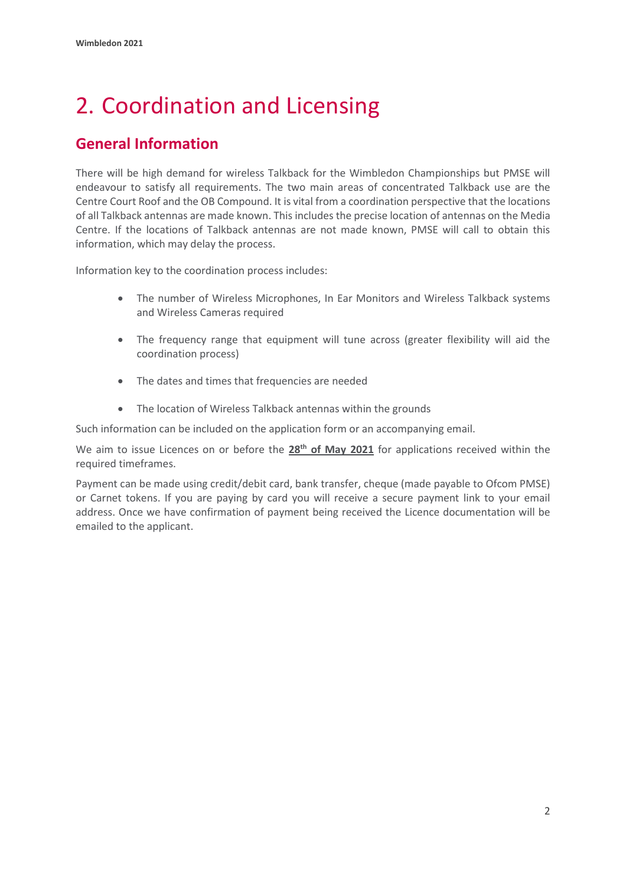# 2. Coordination and Licensing

## General Information

There will be high demand for wireless Talkback for the Wimbledon Championships but PMSE will endeavour to satisfy all requirements. The two main areas of concentrated Talkback use are the Centre Court Roof and the OB Compound. It is vital from a coordination perspective that the locations of all Talkback antennas are made known. This includes the precise location of antennas on the Media Centre. If the locations of Talkback antennas are not made known, PMSE will call to obtain this information, which may delay the process.

Information key to the coordination process includes:

- The number of Wireless Microphones, In Ear Monitors and Wireless Talkback systems and Wireless Cameras required
- The frequency range that equipment will tune across (greater flexibility will aid the coordination process)
- The dates and times that frequencies are needed
- The location of Wireless Talkback antennas within the grounds

Such information can be included on the application form or an accompanying email.

We aim to issue Licences on or before the **28th of May 2021** for applications received within the required timeframes.

Payment can be made using credit/debit card, bank transfer, cheque (made payable to Ofcom PMSE) or Carnet tokens. If you are paying by card you will receive a secure payment link to your email address. Once we have confirmation of payment being received the Licence documentation will be emailed to the applicant.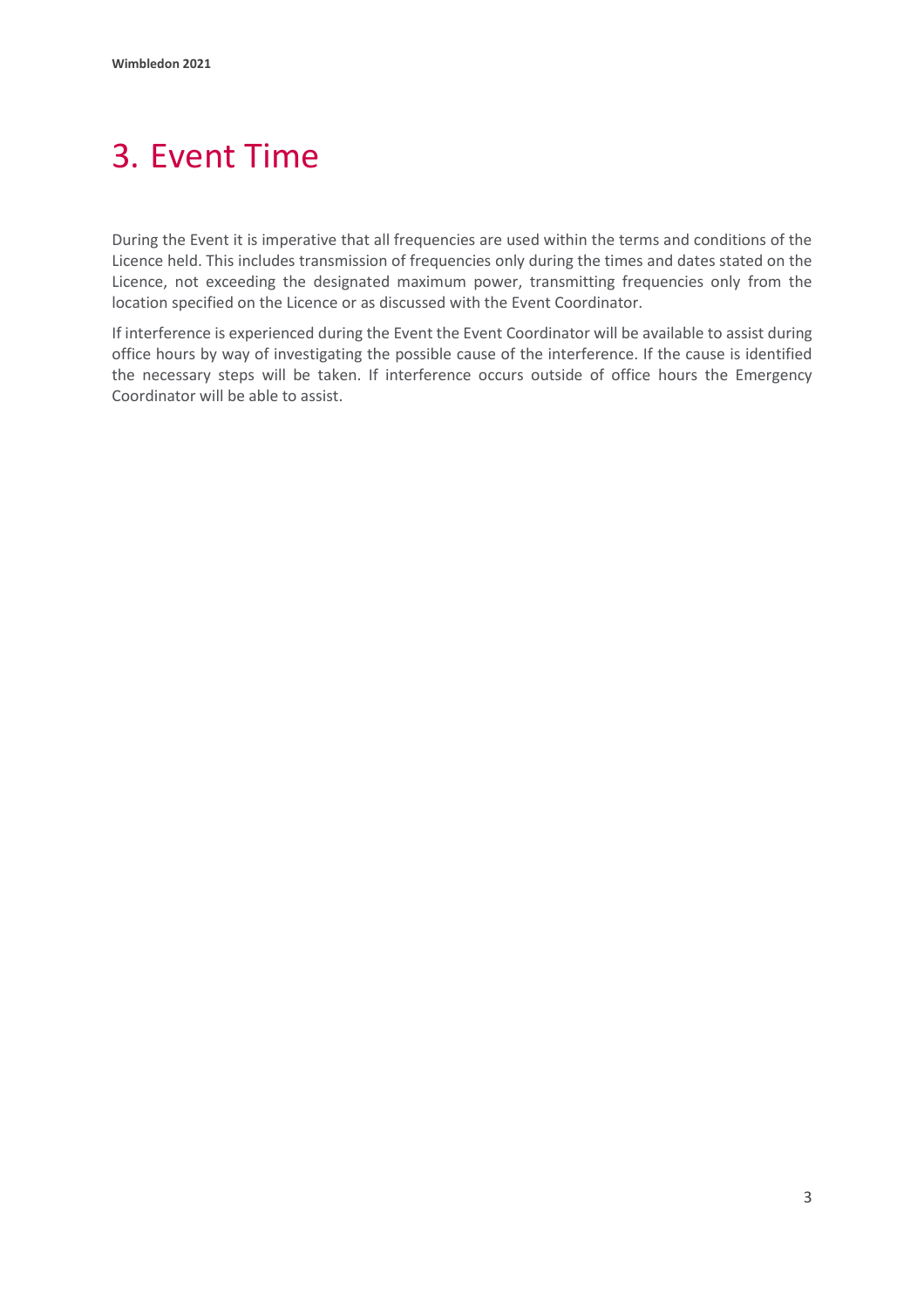# 3. Event Time

During the Event it is imperative that all frequencies are used within the terms and conditions of the Licence held. This includes transmission of frequencies only during the times and dates stated on the Licence, not exceeding the designated maximum power, transmitting frequencies only from the location specified on the Licence or as discussed with the Event Coordinator.

If interference is experienced during the Event the Event Coordinator will be available to assist during office hours by way of investigating the possible cause of the interference. If the cause is identified the necessary steps will be taken. If interference occurs outside of office hours the Emergency Coordinator will be able to assist.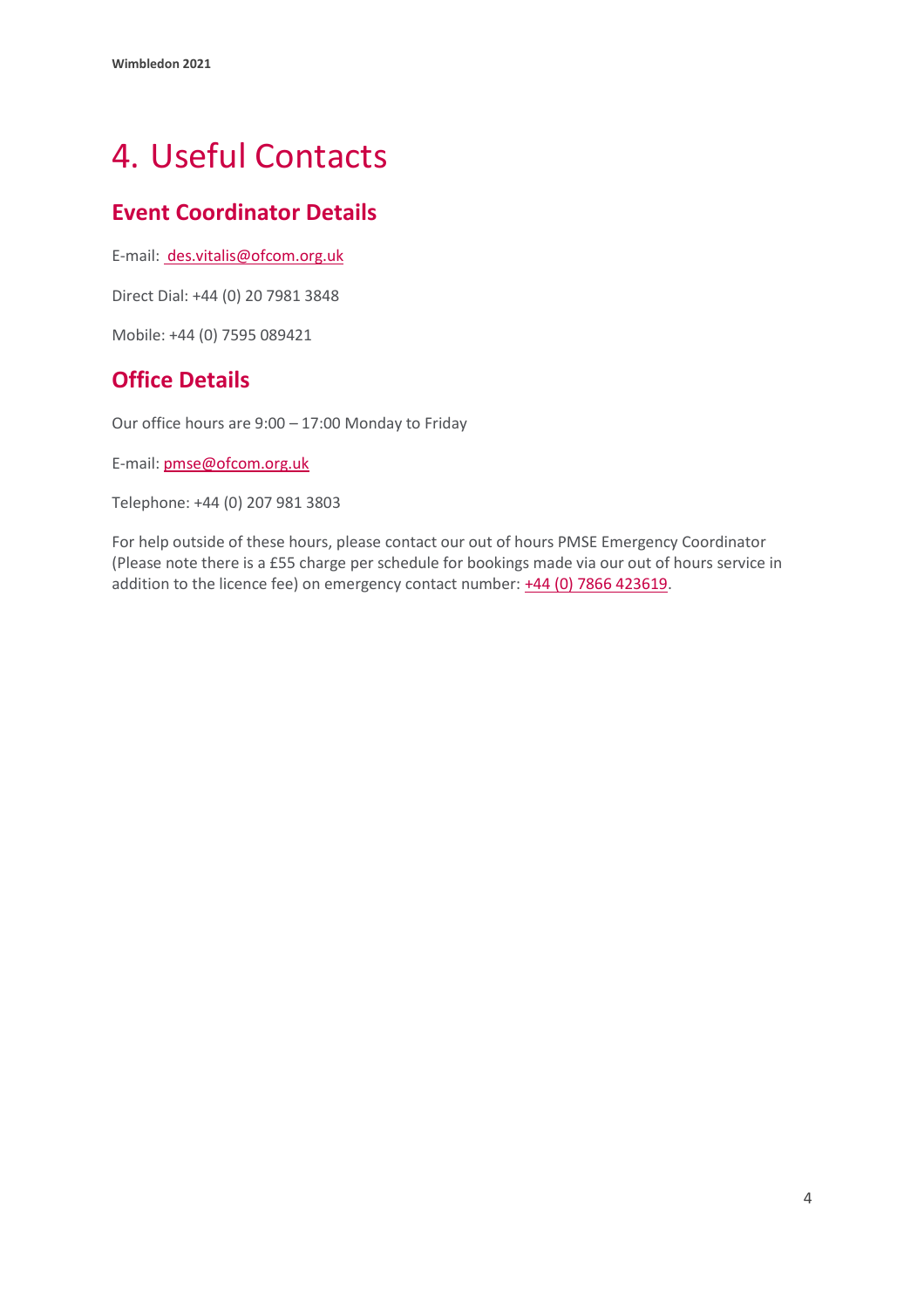# 4. Useful Contacts

## Event Coordinator Details

E-mail: des.vitalis@ofcom.org.uk

Direct Dial: +44 (0) 20 7981 3848

Mobile: +44 (0) 7595 089421

## Office Details

Our office hours are 9:00 – 17:00 Monday to Friday

E-mail: pmse@ofcom.org.uk

Telephone: +44 (0) 207 981 3803

For help outside of these hours, please contact our out of hours PMSE Emergency Coordinator (Please note there is a £55 charge per schedule for bookings made via our out of hours service in addition to the licence fee) on emergency contact number: +44 (0) 7866 423619.